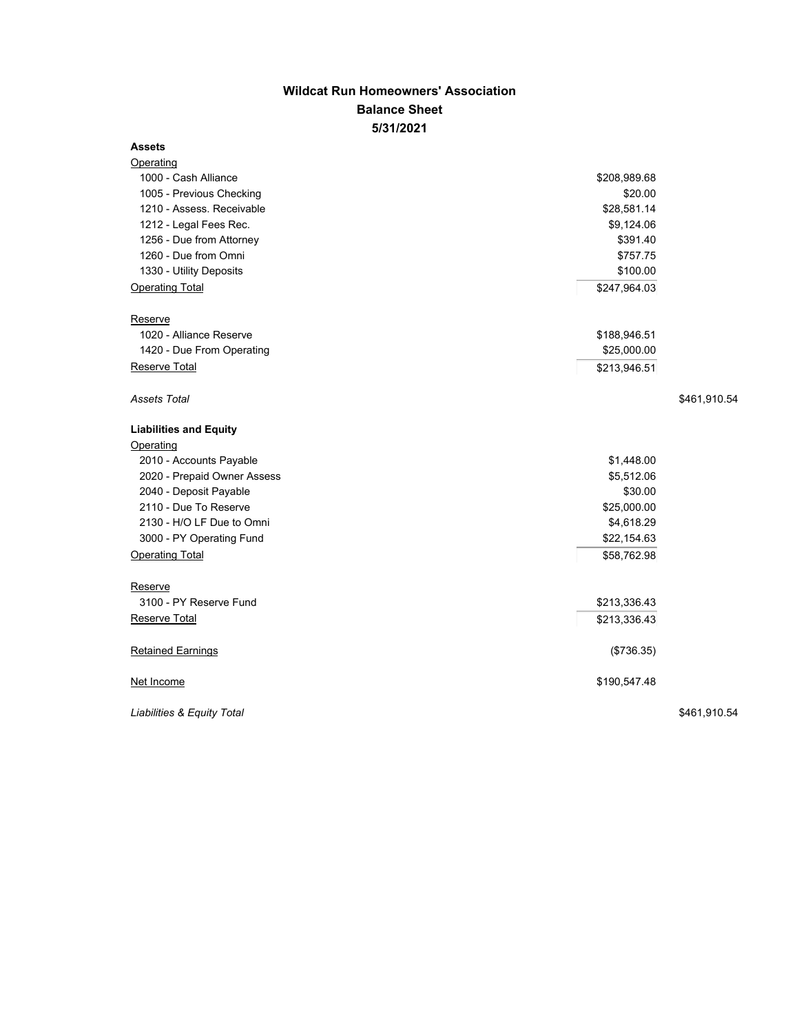# Wildcat Run Homeowners' Association

## Balance Sheet

### 5/31/2021

| | | |
|---|---|---|
| **Assets** | | |
| Operating | | |
| 1000 - Cash Alliance | $208,989.68 | |
| 1005 - Previous Checking | $20.00 | |
| 1210 - Assess. Receivable | $28,581.14 | |
| 1212 - Legal Fees Rec. | $9,124.06 | |
| 1256 - Due from Attorney | $391.40 | |
| 1260 - Due from Omni | $757.75 | |
| 1330 - Utility Deposits | $100.00 | |
| Operating Total | $247,964.03 | |
| Reserve | | |
| 1020 - Alliance Reserve | $188,946.51 | |
| 1420 - Due From Operating | $25,000.00 | |
| Reserve Total | $213,946.51 | |
| *Assets Total* | | $461,910.54 |
| **Liabilities and Equity** | | |
| Operating | | |
| 2010 - Accounts Payable | $1,448.00 | |
| 2020 - Prepaid Owner Assess | $5,512.06 | |
| 2040 - Deposit Payable | $30.00 | |
| 2110 - Due To Reserve | $25,000.00 | |
| 2130 - H/O LF Due to Omni | $4,618.29 | |
| 3000 - PY Operating Fund | $22,154.63 | |
| Operating Total | $58,762.98 | |
| Reserve | | |
| 3100 - PY Reserve Fund | $213,336.43 | |
| Reserve Total | $213,336.43 | |
| Retained Earnings | ($736.35) | |
| Net Income | $190,547.48 | |
| *Liabilities & Equity Total* | | $461,910.54 |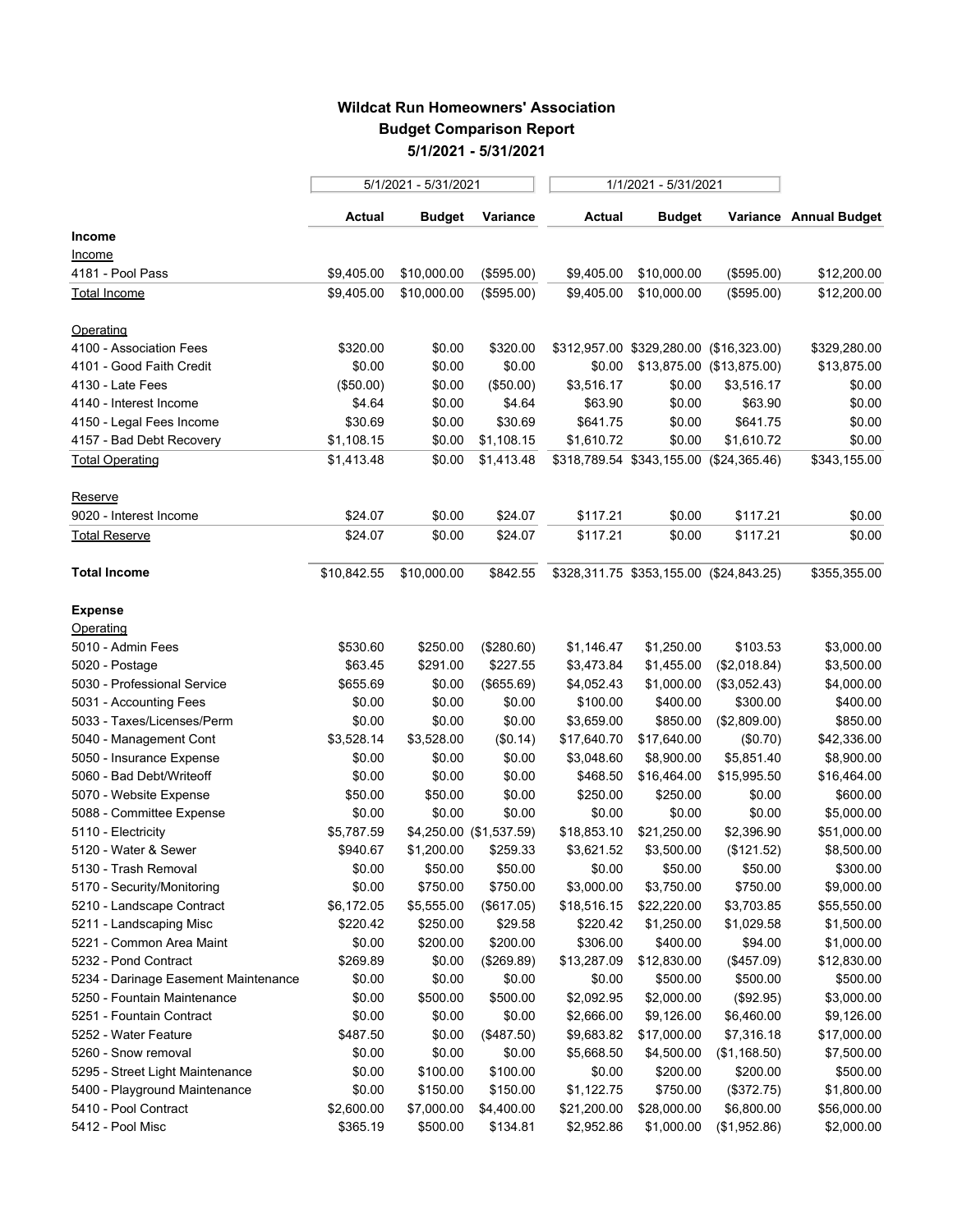**Wildcat Run Homeowners' Association**
**Budget Comparison Report**
**5/1/2021 - 5/31/2021**

| | 5/1/2021 - 5/31/2021 | | | 1/1/2021 - 5/31/2021 | | | |
|---|---|---|---|---|---|---|---|
| | **Actual** | **Budget** | **Variance** | **Actual** | **Budget** | **Variance** | **Annual Budget** |
| **Income** | | | | | | | |
| Income | | | | | | | |
| 4181 - Pool Pass | $9,405.00 | $10,000.00 | ($595.00) | $9,405.00 | $10,000.00 | ($595.00) | $12,200.00 |
| Total Income | $9,405.00 | $10,000.00 | ($595.00) | $9,405.00 | $10,000.00 | ($595.00) | $12,200.00 |
| Operating | | | | | | | |
| 4100 - Association Fees | $320.00 | $0.00 | $320.00 | $312,957.00 | $329,280.00 | ($16,323.00) | $329,280.00 |
| 4101 - Good Faith Credit | $0.00 | $0.00 | $0.00 | $0.00 | $13,875.00 | ($13,875.00) | $13,875.00 |
| 4130 - Late Fees | ($50.00) | $0.00 | ($50.00) | $3,516.17 | $0.00 | $3,516.17 | $0.00 |
| 4140 - Interest Income | $4.64 | $0.00 | $4.64 | $63.90 | $0.00 | $63.90 | $0.00 |
| 4150 - Legal Fees Income | $30.69 | $0.00 | $30.69 | $641.75 | $0.00 | $641.75 | $0.00 |
| 4157 - Bad Debt Recovery | $1,108.15 | $0.00 | $1,108.15 | $1,610.72 | $0.00 | $1,610.72 | $0.00 |
| Total Operating | $1,413.48 | $0.00 | $1,413.48 | $318,789.54 | $343,155.00 | ($24,365.46) | $343,155.00 |
| Reserve | | | | | | | |
| 9020 - Interest Income | $24.07 | $0.00 | $24.07 | $117.21 | $0.00 | $117.21 | $0.00 |
| Total Reserve | $24.07 | $0.00 | $24.07 | $117.21 | $0.00 | $117.21 | $0.00 |
| **Total Income** | $10,842.55 | $10,000.00 | $842.55 | $328,311.75 | $353,155.00 | ($24,843.25) | $355,355.00 |
| **Expense** | | | | | | | |
| Operating | | | | | | | |
| 5010 - Admin Fees | $530.60 | $250.00 | ($280.60) | $1,146.47 | $1,250.00 | $103.53 | $3,000.00 |
| 5020 - Postage | $63.45 | $291.00 | $227.55 | $3,473.84 | $1,455.00 | ($2,018.84) | $3,500.00 |
| 5030 - Professional Service | $655.69 | $0.00 | ($655.69) | $4,052.43 | $1,000.00 | ($3,052.43) | $4,000.00 |
| 5031 - Accounting Fees | $0.00 | $0.00 | $0.00 | $100.00 | $400.00 | $300.00 | $400.00 |
| 5033 - Taxes/Licenses/Perm | $0.00 | $0.00 | $0.00 | $3,659.00 | $850.00 | ($2,809.00) | $850.00 |
| 5040 - Management Cont | $3,528.14 | $3,528.00 | ($0.14) | $17,640.70 | $17,640.00 | ($0.70) | $42,336.00 |
| 5050 - Insurance Expense | $0.00 | $0.00 | $0.00 | $3,048.60 | $8,900.00 | $5,851.40 | $8,900.00 |
| 5060 - Bad Debt/Writeoff | $0.00 | $0.00 | $0.00 | $468.50 | $16,464.00 | $15,995.50 | $16,464.00 |
| 5070 - Website Expense | $50.00 | $50.00 | $0.00 | $250.00 | $250.00 | $0.00 | $600.00 |
| 5088 - Committee Expense | $0.00 | $0.00 | $0.00 | $0.00 | $0.00 | $0.00 | $5,000.00 |
| 5110 - Electricity | $5,787.59 | $4,250.00 | ($1,537.59) | $18,853.10 | $21,250.00 | $2,396.90 | $51,000.00 |
| 5120 - Water & Sewer | $940.67 | $1,200.00 | $259.33 | $3,621.52 | $3,500.00 | ($121.52) | $8,500.00 |
| 5130 - Trash Removal | $0.00 | $50.00 | $50.00 | $0.00 | $50.00 | $50.00 | $300.00 |
| 5170 - Security/Monitoring | $0.00 | $750.00 | $750.00 | $3,000.00 | $3,750.00 | $750.00 | $9,000.00 |
| 5210 - Landscape Contract | $6,172.05 | $5,555.00 | ($617.05) | $18,516.15 | $22,220.00 | $3,703.85 | $55,550.00 |
| 5211 - Landscaping Misc | $220.42 | $250.00 | $29.58 | $220.42 | $1,250.00 | $1,029.58 | $1,500.00 |
| 5221 - Common Area Maint | $0.00 | $200.00 | $200.00 | $306.00 | $400.00 | $94.00 | $1,000.00 |
| 5232 - Pond Contract | $269.89 | $0.00 | ($269.89) | $13,287.09 | $12,830.00 | ($457.09) | $12,830.00 |
| 5234 - Darinage Easement Maintenance | $0.00 | $0.00 | $0.00 | $0.00 | $500.00 | $500.00 | $500.00 |
| 5250 - Fountain Maintenance | $0.00 | $500.00 | $500.00 | $2,092.95 | $2,000.00 | ($92.95) | $3,000.00 |
| 5251 - Fountain Contract | $0.00 | $0.00 | $0.00 | $2,666.00 | $9,126.00 | $6,460.00 | $9,126.00 |
| 5252 - Water Feature | $487.50 | $0.00 | ($487.50) | $9,683.82 | $17,000.00 | $7,316.18 | $17,000.00 |
| 5260 - Snow removal | $0.00 | $0.00 | $0.00 | $5,668.50 | $4,500.00 | ($1,168.50) | $7,500.00 |
| 5295 - Street Light Maintenance | $0.00 | $100.00 | $100.00 | $0.00 | $200.00 | $200.00 | $500.00 |
| 5400 - Playground Maintenance | $0.00 | $150.00 | $150.00 | $1,122.75 | $750.00 | ($372.75) | $1,800.00 |
| 5410 - Pool Contract | $2,600.00 | $7,000.00 | $4,400.00 | $21,200.00 | $28,000.00 | $6,800.00 | $56,000.00 |
| 5412 - Pool Misc | $365.19 | $500.00 | $134.81 | $2,952.86 | $1,000.00 | ($1,952.86) | $2,000.00 |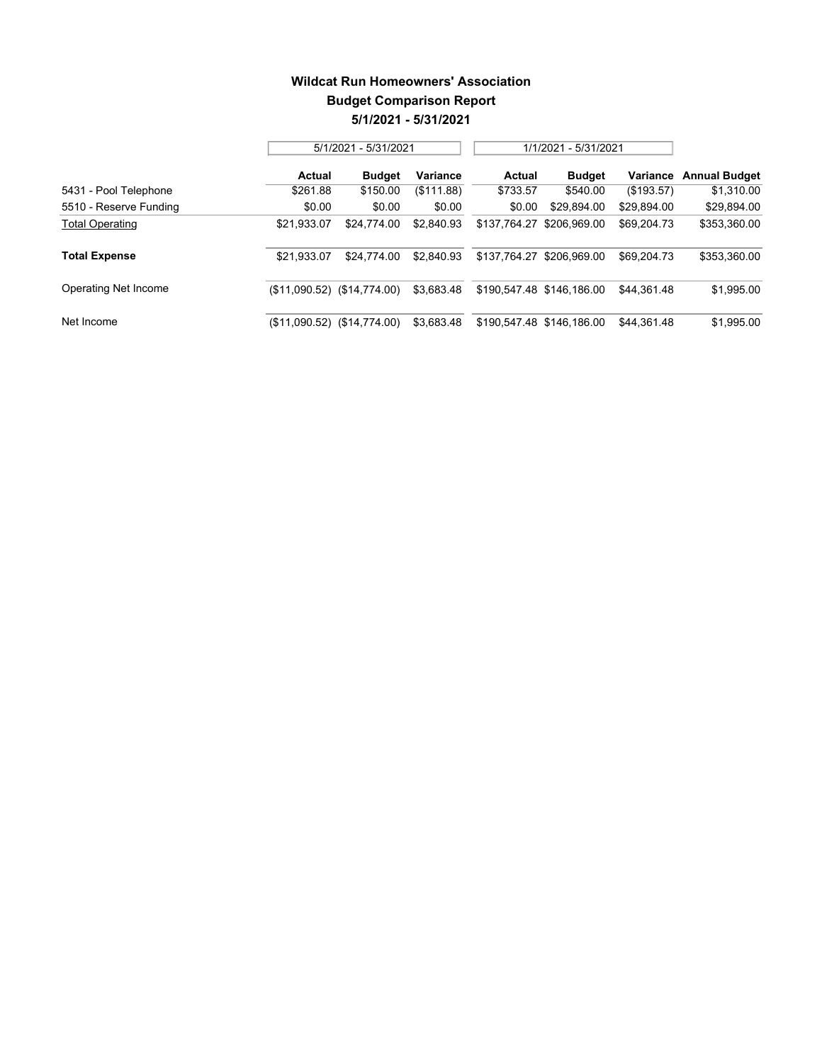**Wildcat Run Homeowners' Association**
**Budget Comparison Report**
**5/1/2021 - 5/31/2021**

| | 5/1/2021 - 5/31/2021 | | | 1/1/2021 - 5/31/2021 | | | |
|---|---|---|---|---|---|---|---|
| | **Actual** | **Budget** | **Variance** | **Actual** | **Budget** | **Variance** | **Annual Budget** |
| 5431 - Pool Telephone | $261.88 | $150.00 | ($111.88) | $733.57 | $540.00 | ($193.57) | $1,310.00 |
| 5510 - Reserve Funding | $0.00 | $0.00 | $0.00 | $0.00 | $29,894.00 | $29,894.00 | $29,894.00 |
| Total Operating | $21,933.07 | $24,774.00 | $2,840.93 | $137,764.27 | $206,969.00 | $69,204.73 | $353,360.00 |
| **Total Expense** | $21,933.07 | $24,774.00 | $2,840.93 | $137,764.27 | $206,969.00 | $69,204.73 | $353,360.00 |
| Operating Net Income | ($11,090.52) | ($14,774.00) | $3,683.48 | $190,547.48 | $146,186.00 | $44,361.48 | $1,995.00 |
| Net Income | ($11,090.52) | ($14,774.00) | $3,683.48 | $190,547.48 | $146,186.00 | $44,361.48 | $1,995.00 |